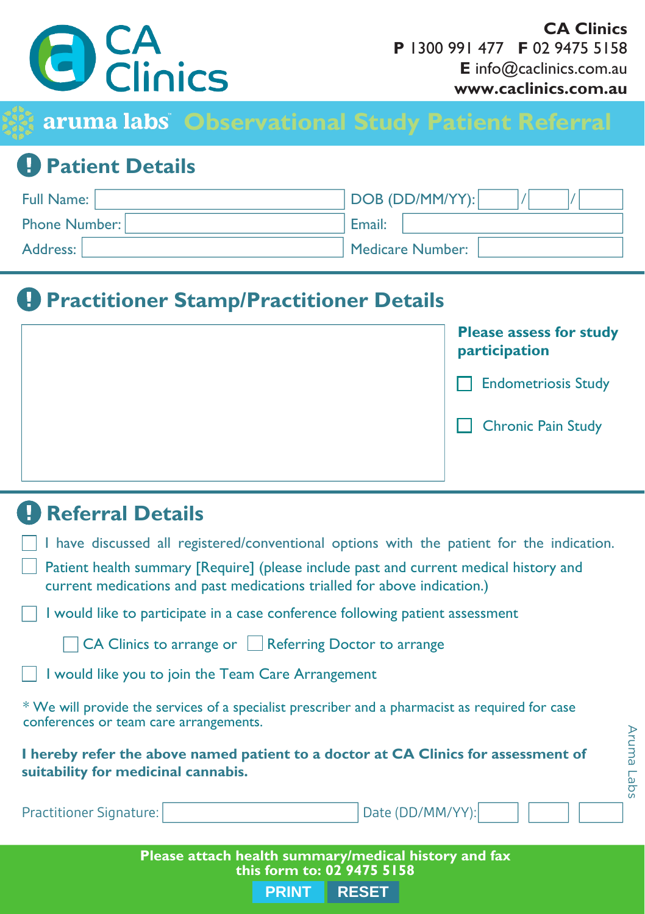# CA Clinics

**CA Clinics**
**P** 1300 991 477 **F** 02 9475 5158
**E** info@caclinics.com.au
**www.caclinics.com.au**

## aruma labs Observational Study Patient Referral

## Patient Details

Full Name: ____________ DOB (DD/MM/YY): ____ / ____ / ____

Phone Number: ____________ Email: ____________

Address: ____________ Medicare Number: ____________

## Practitioner Stamp/Practitioner Details

**Please assess for study participation**

- ☐ Endometriosis Study
- ☐ Chronic Pain Study

## Referral Details

- ☐ I have discussed all registered/conventional options with the patient for the indication.
- ☐ Patient health summary [Require] (please include past and current medical history and current medications and past medications trialled for above indication.)
- ☐ I would like to participate in a case conference following patient assessment
  - ☐ CA Clinics to arrange or ☐ Referring Doctor to arrange
- ☐ I would like you to join the Team Care Arrangement

* We will provide the services of a specialist prescriber and a pharmacist as required for case conferences or team care arrangements.

**I hereby refer the above named patient to a doctor at CA Clinics for assessment of suitability for medicinal cannabis.**

Practitioner Signature: ____________ Date (DD/MM/YY): ____ ____ ____

Aruma Labs

**Please attach health summary/medical history and fax this form to: 02 9475 5158**

PRINT RESET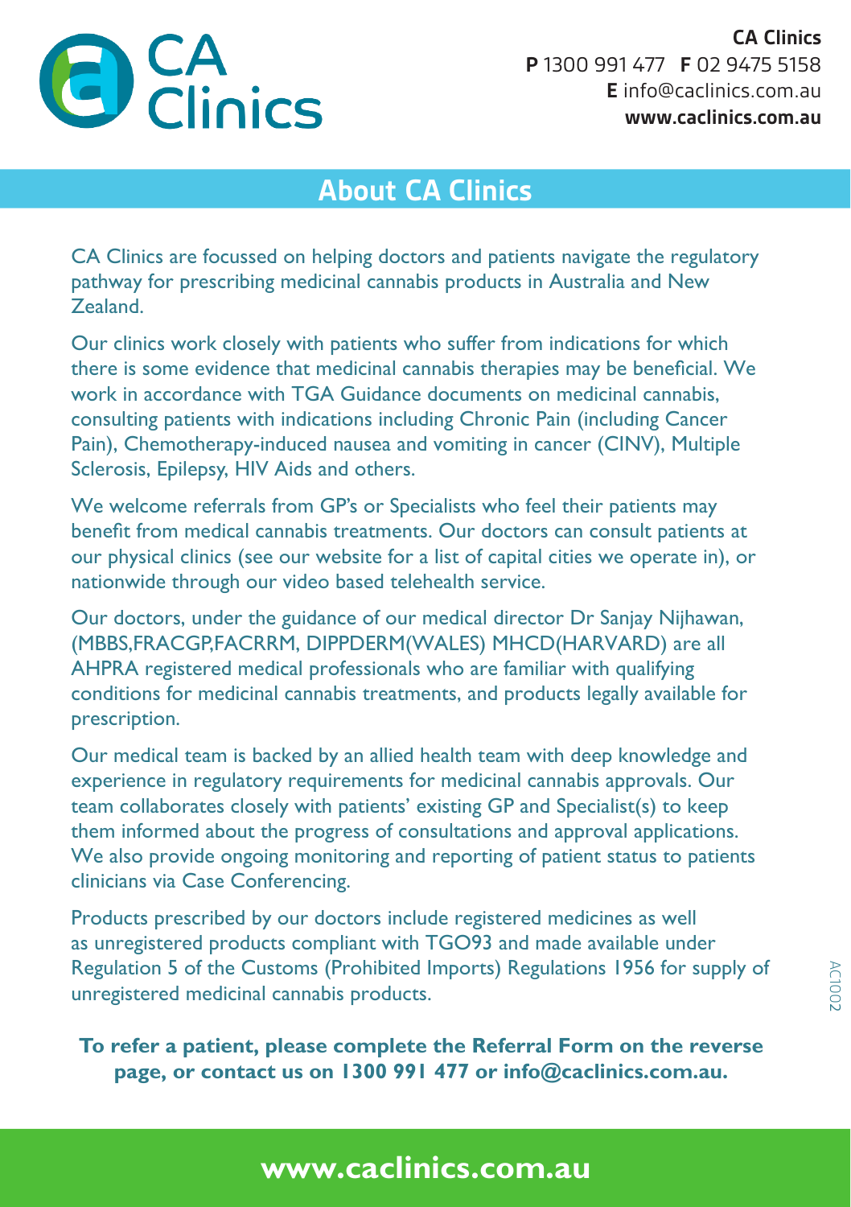**CA Clinics**
**P** 1300 991 477 **F** 02 9475 5158
**E** info@caclinics.com.au
**www.caclinics.com.au**

## About CA Clinics

CA Clinics are focussed on helping doctors and patients navigate the regulatory pathway for prescribing medicinal cannabis products in Australia and New Zealand.

Our clinics work closely with patients who suffer from indications for which there is some evidence that medicinal cannabis therapies may be beneficial. We work in accordance with TGA Guidance documents on medicinal cannabis, consulting patients with indications including Chronic Pain (including Cancer Pain), Chemotherapy-induced nausea and vomiting in cancer (CINV), Multiple Sclerosis, Epilepsy, HIV Aids and others.

We welcome referrals from GP's or Specialists who feel their patients may benefit from medical cannabis treatments. Our doctors can consult patients at our physical clinics (see our website for a list of capital cities we operate in), or nationwide through our video based telehealth service.

Our doctors, under the guidance of our medical director Dr Sanjay Nijhawan, (MBBS,FRACGP,FACRRM, DIPPDERM(WALES) MHCD(HARVARD) are all AHPRA registered medical professionals who are familiar with qualifying conditions for medicinal cannabis treatments, and products legally available for prescription.

Our medical team is backed by an allied health team with deep knowledge and experience in regulatory requirements for medicinal cannabis approvals. Our team collaborates closely with patients' existing GP and Specialist(s) to keep them informed about the progress of consultations and approval applications. We also provide ongoing monitoring and reporting of patient status to patients clinicians via Case Conferencing.

Products prescribed by our doctors include registered medicines as well as unregistered products compliant with TGO93 and made available under Regulation 5 of the Customs (Prohibited Imports) Regulations 1956 for supply of unregistered medicinal cannabis products.

**To refer a patient, please complete the Referral Form on the reverse page, or contact us on 1300 991 477 or info@caclinics.com.au.**

AC1002

**www.caclinics.com.au**